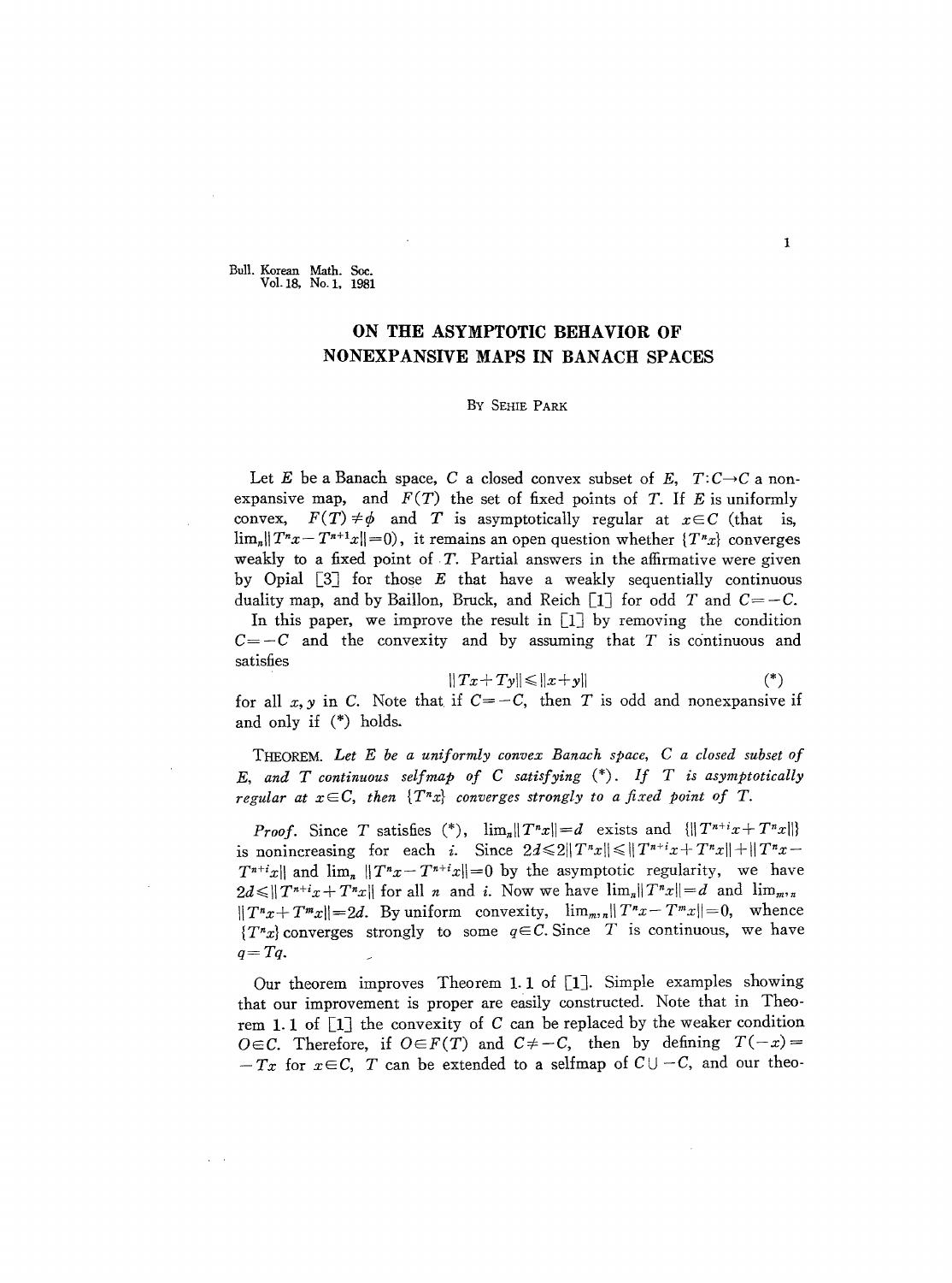# ON THE ASYMPTOTIC BEHAVIOR OF NONEXPANSIVE MAPS IN BANACH SPACES

BY SEHIE PARK

Let $E$ be a Banach space, $C$ a closed convex subset of $E$, $T:C\to C$ a nonexpansive map, and $F(T)$ the set of fixed points of $T$. If $E$ is uniformly convex, $F(T)\neq\phi$ and $T$ is asymptotically regular at $x\in C$ (that is, $\lim_n\|T^n x-T^{n+1}x\|=0$), it remains an open question whether $\{T^n x\}$ converges weakly to a fixed point of $T$. Partial answers in the affirmative were given by Opial [3] for those $E$ that have a weakly sequentially continuous duality map, and by Baillon, Bruck, and Reich [1] for odd $T$ and $C=-C$.

In this paper, we improve the result in [1] by removing the condition $C=-C$ and the convexity and by assuming that $T$ is continuous and satisfies

$$\|Tx+Ty\|\leqslant\|x+y\| \tag{*}$$

for all $x, y$ in $C$. Note that if $C=-C$, then $T$ is odd and nonexpansive if and only if (*) holds.

THEOREM. *Let $E$ be a uniformly convex Banach space, $C$ a closed subset of $E$, and $T$ continuous selfmap of $C$ satisfying (*). If $T$ is asymptotically regular at $x\in C$, then $\{T^n x\}$ converges strongly to a fixed point of $T$.*

*Proof.* Since $T$ satisfies (*), $\lim_n\|T^n x\|=d$ exists and $\{\|T^{n+i}x+T^n x\|\}$ is nonincreasing for each $i$. Since $2d\leqslant 2\|T^n x\|\leqslant\|T^{n+i}x+T^n x\|+\|T^n x-T^{n+i}x\|$ and $\lim_n\|T^n x-T^{n+i}x\|=0$ by the asymptotic regularity, we have $2d\leqslant\|T^{n+i}x+T^n x\|$ for all $n$ and $i$. Now we have $\lim_n\|T^n x\|=d$ and $\lim_{m,n}\|T^n x+T^m x\|=2d$. By uniform convexity, $\lim_{m,n}\|T^n x-T^m x\|=0$, whence $\{T^n x\}$ converges strongly to some $q\in C$. Since $T$ is continuous, we have $q=Tq$.

Our theorem improves Theorem 1.1 of [1]. Simple examples showing that our improvement is proper are easily constructed. Note that in Theorem 1.1 of [1] the convexity of $C$ can be replaced by the weaker condition $O\in C$. Therefore, if $O\in F(T)$ and $C\neq -C$, then by defining $T(-x)=-Tx$ for $x\in C$, $T$ can be extended to a selfmap of $C\cup -C$, and our theo-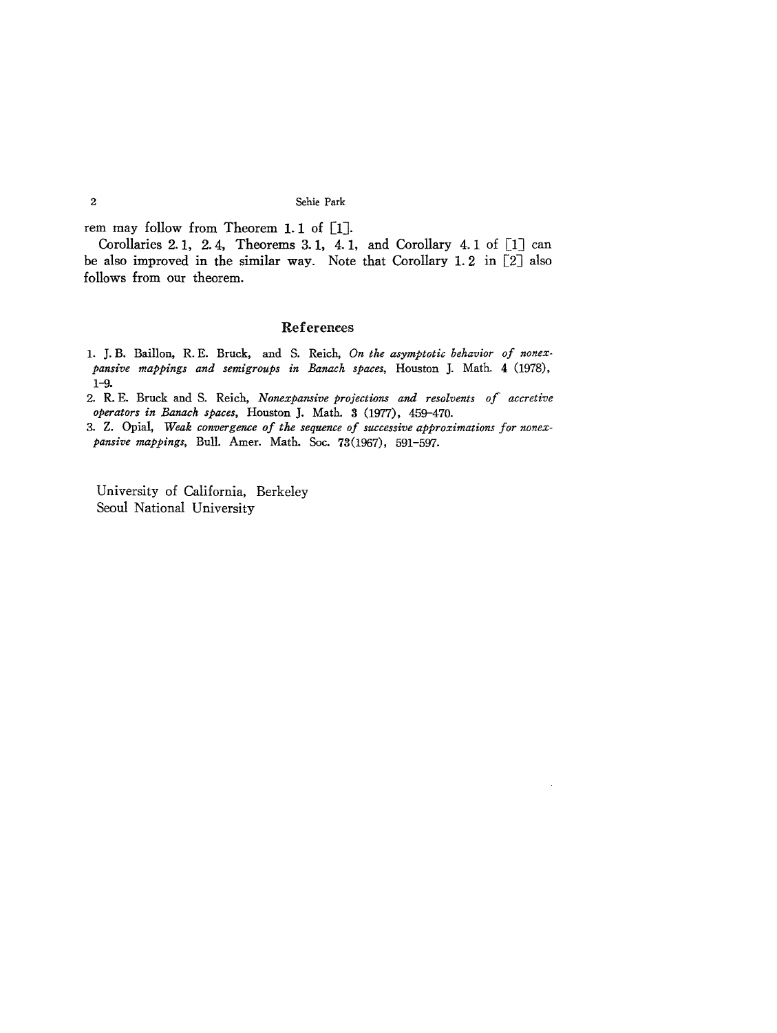rem may follow from Theorem 1.1 of [1].

Corollaries 2.1, 2.4, Theorems 3.1, 4.1, and Corollary 4.1 of [1] can be also improved in the similar way. Note that Corollary 1.2 in [2] also follows from our theorem.

## References

1. J. B. Baillon, R. E. Bruck, and S. Reich, *On the asymptotic behavior of nonexpansive mappings and semigroups in Banach spaces*, Houston J. Math. **4** (1978), 1–9.
2. R. E. Bruck and S. Reich, *Nonexpansive projections and resolvents of accretive operators in Banach spaces*, Houston J. Math. **3** (1977), 459–470.
3. Z. Opial, *Weak convergence of the sequence of successive approximations for nonexpansive mappings*, Bull. Amer. Math. Soc. **73**(1967), 591–597.

University of California, Berkeley
Seoul National University